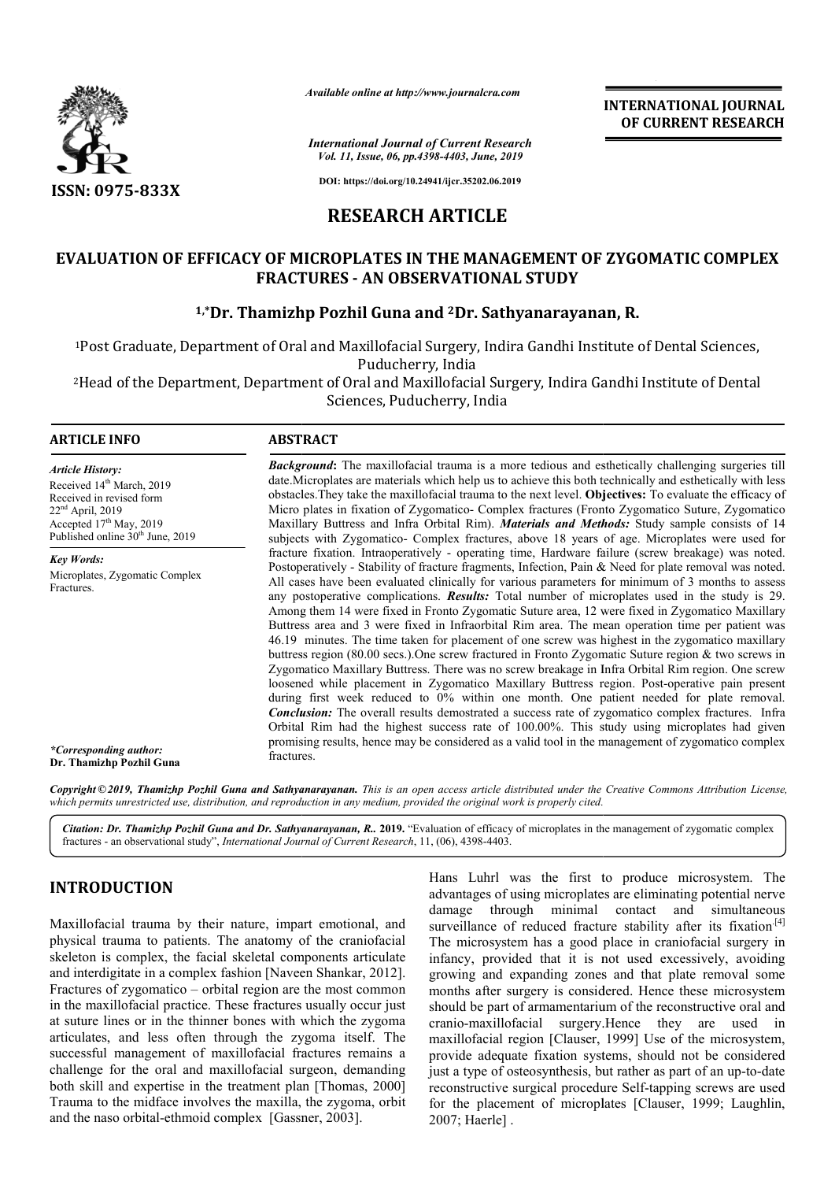# RESEARCH ARTICLE

# EVALUATION OF EFFICACY OF MICROPLATES IN THE MANAGEMENT OF ZYGOMATIC COMPLEX FRACTURES - AN OBSERVATIONAL STUDY

**[1,*]Dr. Thamizhp Pozhil Guna and [2]Dr. Sathyanarayanan, R.**

[1]Post Graduate, Department of Oral and Maxillofacial Surgery, Indira Gandhi Institute of Dental Sciences, Puducherry, India

[2]Head of the Department, Department of Oral and Maxillofacial Surgery, Indira Gandhi Institute of Dental Sciences, Puducherry, India

## ARTICLE INFO

*Article History:*

Received 14th March, 2019
Received in revised form 22nd April, 2019
Accepted 17th May, 2019
Published online 30th June, 2019

*Key Words:*

Microplates, Zygomatic Complex Fractures.

*\*Corresponding author:* **Dr. Thamizhp Pozhil Guna**

## ABSTRACT

***Background*:** The maxillofacial trauma is a more tedious and esthetically challenging surgeries till date.Microplates are materials which help us to achieve this both technically and esthetically with less obstacles.They take the maxillofacial trauma to the next level. **Objectives:** To evaluate the efficacy of Micro plates in fixation of Zygomatico- Complex fractures (Fronto Zygomatic Suture, Zygomatico Maxillary Buttress and Infra Orbital Rim). ***Materials and Methods:*** Study sample consists of 14 subjects with Zygomatico- Complex fractures, above 18 years of age. Microplates were used for fracture fixation. Intraoperatively - operating time, Hardware failure (screw breakage) was noted. Postoperatively - Stability of fracture fragments, Infection, Pain & Need for plate removal was noted. All cases have been evaluated clinically for various parameters for minimum of 3 months to assess any postoperative complications. ***Results:*** Total number of microplates used in the study is 29. Among them 14 were fixed in Fronto Zygomatic Suture area, 12 were fixed in Zygomatico Maxillary Buttress area and 3 were fixed in Infraorbital Rim area. The mean operation time per patient was 46.19 minutes. The time taken for placement of one screw was highest in the zygomatico maxillary buttress region (80.00 secs.).One screw fractured in Fronto Zygomatic Suture region & two screws in Zygomatico Maxillary Buttress. There was no screw breakage in Infra Orbital Rim region. One screw loosened while placement in Zygomatico Maxillary Buttress region. Post-operative pain present during first week reduced to 0% within one month. One patient needed for plate removal. ***Conclusion:*** The overall results demostrated a success rate of zygomatico complex fractures. Infra Orbital Rim had the highest success rate of 100.00%. This study using microplates had given promising results, hence may be considered as a valid tool in the management of zygomatico complex fractures.

*Copyright © 2019, Thamizhp Pozhil Guna and Sathyanarayanan. This is an open access article distributed under the Creative Commons Attribution License, which permits unrestricted use, distribution, and reproduction in any medium, provided the original work is properly cited.*

***Citation:*** **Dr. Thamizhp Pozhil Guna and Dr. Sathyanarayanan, R.. 2019.** "Evaluation of efficacy of microplates in the management of zygomatic complex fractures - an observational study", *International Journal of Current Research*, 11, (06), 4398-4403.

## INTRODUCTION

Maxillofacial trauma by their nature, impart emotional, and physical trauma to patients. The anatomy of the craniofacial skeleton is complex, the facial skeletal components articulate and interdigitate in a complex fashion [Naveen Shankar, 2012]. Fractures of zygomatico – orbital region are the most common in the maxillofacial practice. These fractures usually occur just at suture lines or in the thinner bones with which the zygoma articulates, and less often through the zygoma itself. The successful management of maxillofacial fractures remains a challenge for the oral and maxillofacial surgeon, demanding both skill and expertise in the treatment plan [Thomas, 2000] Trauma to the midface involves the maxilla, the zygoma, orbit and the naso orbital-ethmoid complex [Gassner, 2003].

Hans Luhrl was the first to produce microsystem. The advantages of using microplates are eliminating potential nerve damage through minimal contact and simultaneous surveillance of reduced fracture stability after its fixation[4] The microsystem has a good place in craniofacial surgery in infancy, provided that it is not used excessively, avoiding growing and expanding zones and that plate removal some months after surgery is considered. Hence these microsystem should be part of armamentarium of the reconstructive oral and cranio-maxillofacial surgery.Hence they are used in maxillofacial region [Clauser, 1999] Use of the microsystem, provide adequate fixation systems, should not be considered just a type of osteosynthesis, but rather as part of an up-to-date reconstructive surgical procedure Self-tapping screws are used for the placement of microplates [Clauser, 1999; Laughlin, 2007; Haerle] .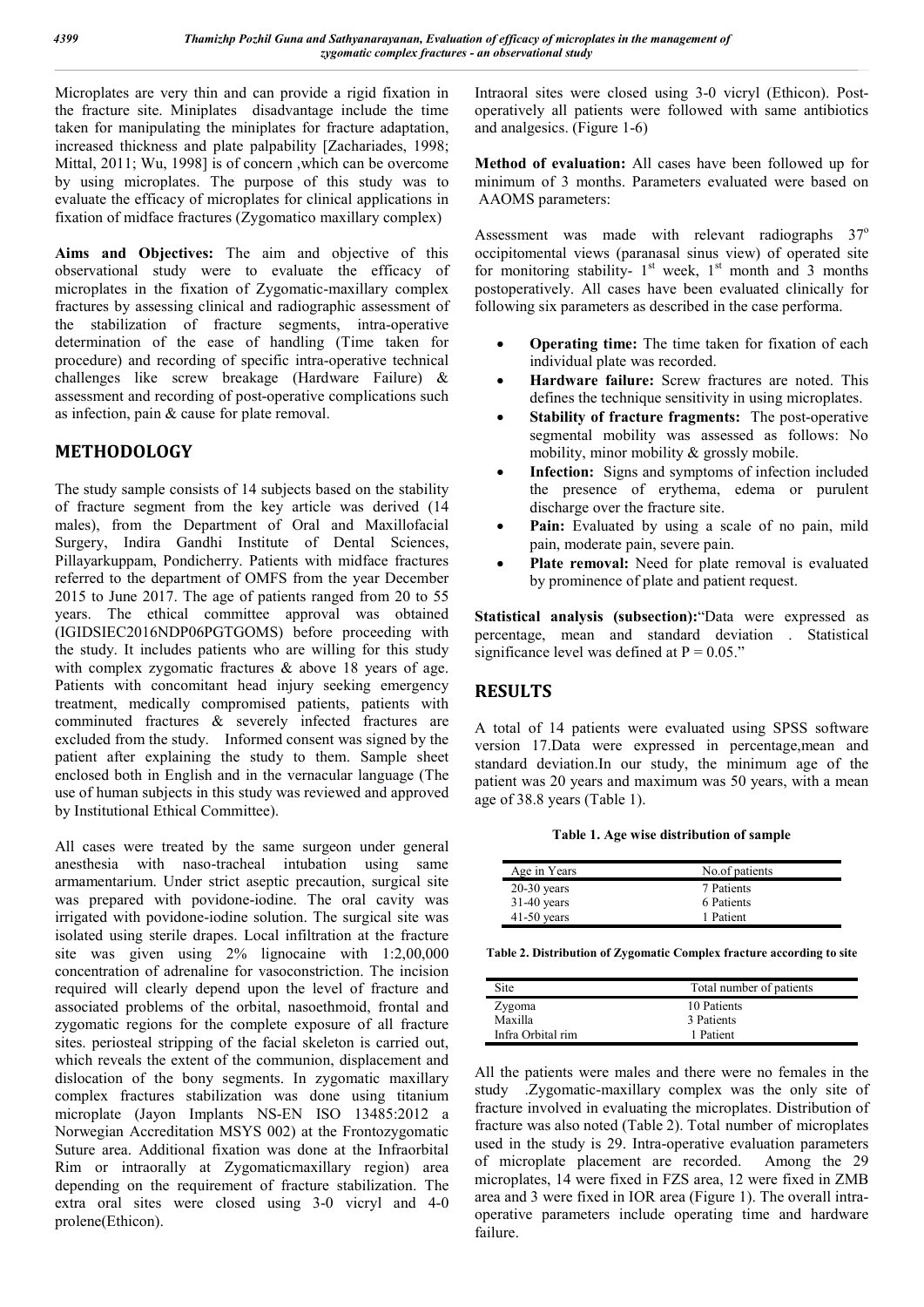Microplates are very thin and can provide a rigid fixation in the fracture site. Miniplates disadvantage include the time taken for manipulating the miniplates for fracture adaptation, increased thickness and plate palpability [Zachariades, 1998; Mittal, 2011; Wu, 1998] is of concern ,which can be overcome by using microplates. The purpose of this study was to evaluate the efficacy of microplates for clinical applications in fixation of midface fractures (Zygomatico maxillary complex)

**Aims and Objectives:** The aim and objective of this observational study were to evaluate the efficacy of microplates in the fixation of Zygomatic-maxillary complex fractures by assessing clinical and radiographic assessment of the stabilization of fracture segments, intra-operative determination of the ease of handling (Time taken for procedure) and recording of specific intra-operative technical challenges like screw breakage (Hardware Failure) & assessment and recording of post-operative complications such as infection, pain & cause for plate removal.

## METHODOLOGY

The study sample consists of 14 subjects based on the stability of fracture segment from the key article was derived (14 males), from the Department of Oral and Maxillofacial Surgery, Indira Gandhi Institute of Dental Sciences, Pillayarkuppam, Pondicherry. Patients with midface fractures referred to the department of OMFS from the year December 2015 to June 2017. The age of patients ranged from 20 to 55 years. The ethical committee approval was obtained (IGIDSIEC2016NDP06PGTGOMS) before proceeding with the study. It includes patients who are willing for this study with complex zygomatic fractures & above 18 years of age. Patients with concomitant head injury seeking emergency treatment, medically compromised patients, patients with comminuted fractures & severely infected fractures are excluded from the study. Informed consent was signed by the patient after explaining the study to them. Sample sheet enclosed both in English and in the vernacular language (The use of human subjects in this study was reviewed and approved by Institutional Ethical Committee).

All cases were treated by the same surgeon under general anesthesia with naso-tracheal intubation using same armamentarium. Under strict aseptic precaution, surgical site was prepared with povidone-iodine. The oral cavity was irrigated with povidone-iodine solution. The surgical site was isolated using sterile drapes. Local infiltration at the fracture site was given using 2% lignocaine with 1:2,00,000 concentration of adrenaline for vasoconstriction. The incision required will clearly depend upon the level of fracture and associated problems of the orbital, nasoethmoid, frontal and zygomatic regions for the complete exposure of all fracture sites. periosteal stripping of the facial skeleton is carried out, which reveals the extent of the communion, displacement and dislocation of the bony segments. In zygomatic maxillary complex fractures stabilization was done using titanium microplate (Jayon Implants NS-EN ISO 13485:2012 a Norwegian Accreditation MSYS 002) at the Frontozygomatic Suture area. Additional fixation was done at the Infraorbital Rim or intraorally at Zygomaticmaxillary region) area depending on the requirement of fracture stabilization. The extra oral sites were closed using 3-0 vicryl and 4-0 prolene(Ethicon). Intraoral sites were closed using 3-0 vicryl (Ethicon). Post-operatively all patients were followed with same antibiotics and analgesics. (Figure 1-6)

**Method of evaluation:** All cases have been followed up for minimum of 3 months. Parameters evaluated were based on AAOMS parameters:

Assessment was made with relevant radiographs 37° occipitomental views (paranasal sinus view) of operated site for monitoring stability- 1st week, 1st month and 3 months postoperatively. All cases have been evaluated clinically for following six parameters as described in the case performa.

- **Operating time:** The time taken for fixation of each individual plate was recorded.
- **Hardware failure:** Screw fractures are noted. This defines the technique sensitivity in using microplates.
- **Stability of fracture fragments:** The post-operative segmental mobility was assessed as follows: No mobility, minor mobility & grossly mobile.
- **Infection:** Signs and symptoms of infection included the presence of erythema, edema or purulent discharge over the fracture site.
- **Pain:** Evaluated by using a scale of no pain, mild pain, moderate pain, severe pain.
- **Plate removal:** Need for plate removal is evaluated by prominence of plate and patient request.

**Statistical analysis (subsection):**"Data were expressed as percentage, mean and standard deviation . Statistical significance level was defined at P = 0.05."

## RESULTS

A total of 14 patients were evaluated using SPSS software version 17.Data were expressed in percentage,mean and standard deviation.In our study, the minimum age of the patient was 20 years and maximum was 50 years, with a mean age of 38.8 years (Table 1).

**Table 1. Age wise distribution of sample**

| Age in Years | No.of patients |
|---|---|
| 20-30 years | 7 Patients |
| 31-40 years | 6 Patients |
| 41-50 years | 1 Patient |

**Table 2. Distribution of Zygomatic Complex fracture according to site**

| Site | Total number of patients |
|---|---|
| Zygoma | 10 Patients |
| Maxilla | 3 Patients |
| Infra Orbital rim | 1 Patient |

All the patients were males and there were no females in the study .Zygomatic-maxillary complex was the only site of fracture involved in evaluating the microplates. Distribution of fracture was also noted (Table 2). Total number of microplates used in the study is 29. Intra-operative evaluation parameters of microplate placement are recorded. Among the 29 microplates, 14 were fixed in FZS area, 12 were fixed in ZMB area and 3 were fixed in IOR area (Figure 1). The overall intra-operative parameters include operating time and hardware failure.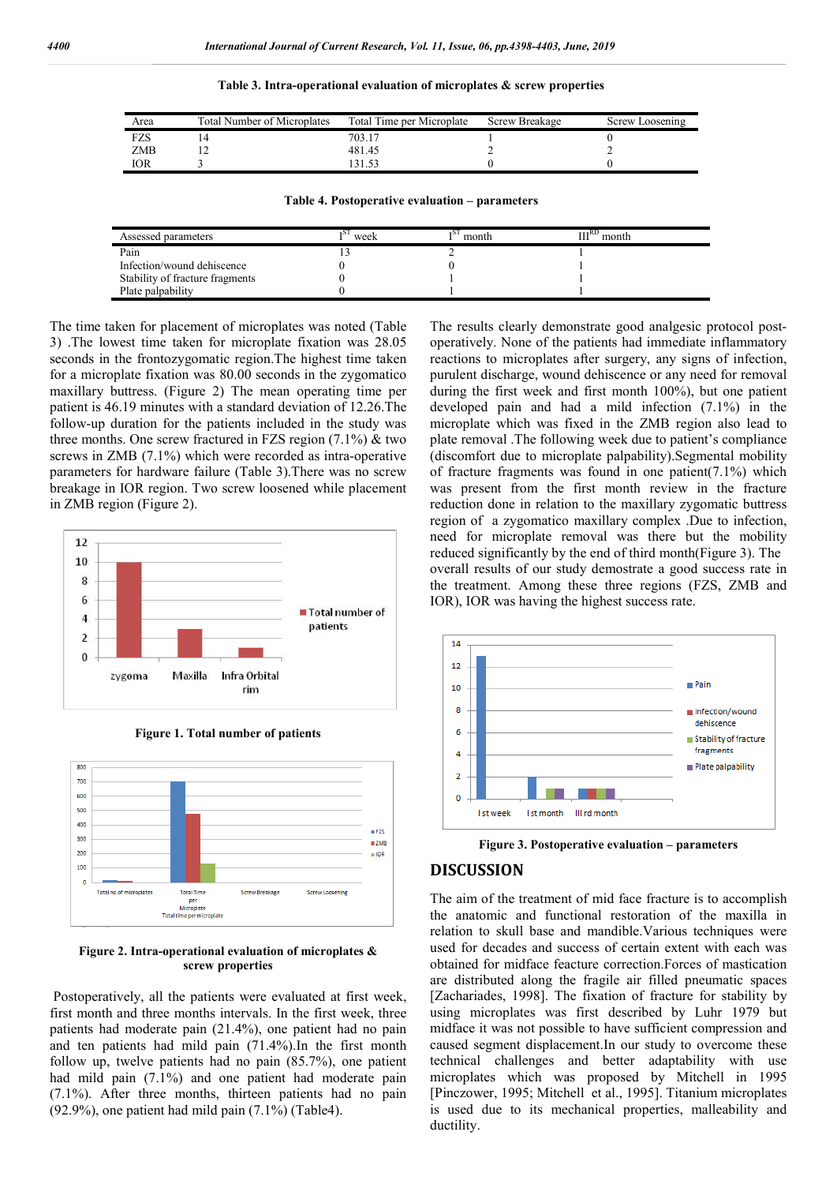**Table 3. Intra-operational evaluation of microplates & screw properties**

| Area | Total Number of Microplates | Total Time per Microplate | Screw Breakage | Screw Loosening |
|---|---|---|---|---|
| FZS | 14 | 703.17 | 1 | 0 |
| ZMB | 12 | 481.45 | 2 | 2 |
| IOR | 3 | 131.53 | 0 | 0 |

**Table 4. Postoperative evaluation – parameters**

| Assessed parameters | I[ST] week | I[ST] month | III[RD] month |
|---|---|---|---|
| Pain | 13 | 2 | 1 |
| Infection/wound dehiscence | 0 | 0 | 1 |
| Stability of fracture fragments | 0 | 1 | 1 |
| Plate palpability | 0 | 1 | 1 |

The time taken for placement of microplates was noted (Table 3) .The lowest time taken for microplate fixation was 28.05 seconds in the frontozygomatic region.The highest time taken for a microplate fixation was 80.00 seconds in the zygomatico maxillary buttress. (Figure 2) The mean operating time per patient is 46.19 minutes with a standard deviation of 12.26.The follow-up duration for the patients included in the study was three months. One screw fractured in FZS region (7.1%) & two screws in ZMB (7.1%) which were recorded as intra-operative parameters for hardware failure (Table 3).There was no screw breakage in IOR region. Two screw loosened while placement in ZMB region (Figure 2).

**Figure 1. Total number of patients**

**Figure 2. Intra-operational evaluation of microplates & screw properties**

Postoperatively, all the patients were evaluated at first week, first month and three months intervals. In the first week, three patients had moderate pain (21.4%), one patient had no pain and ten patients had mild pain (71.4%).In the first month follow up, twelve patients had no pain (85.7%), one patient had mild pain (7.1%) and one patient had moderate pain (7.1%). After three months, thirteen patients had no pain (92.9%), one patient had mild pain (7.1%) (Table4).

The results clearly demonstrate good analgesic protocol post-operatively. None of the patients had immediate inflammatory reactions to microplates after surgery, any signs of infection, purulent discharge, wound dehiscence or any need for removal during the first week and first month 100%), but one patient developed pain and had a mild infection (7.1%) in the microplate which was fixed in the ZMB region also lead to plate removal .The following week due to patient's compliance (discomfort due to microplate palpability).Segmental mobility of fracture fragments was found in one patient(7.1%) which was present from the first month review in the fracture reduction done in relation to the maxillary zygomatic buttress region of a zygomatico maxillary complex .Due to infection, need for microplate removal was there but the mobility reduced significantly by the end of third month(Figure 3). The overall results of our study demostrate a good success rate in the treatment. Among these three regions (FZS, ZMB and IOR), IOR was having the highest success rate.

**Figure 3. Postoperative evaluation – parameters**

## DISCUSSION

The aim of the treatment of mid face fracture is to accomplish the anatomic and functional restoration of the maxilla in relation to skull base and mandible.Various techniques were used for decades and success of certain extent with each was obtained for midface feacture correction.Forces of mastication are distributed along the fragile air filled pneumatic spaces [Zachariades, 1998]. The fixation of fracture for stability by using microplates was first described by Luhr 1979 but midface it was not possible to have sufficient compression and caused segment displacement.In our study to overcome these technical challenges and better adaptability with use microplates which was proposed by Mitchell in 1995 [Pinczower, 1995; Mitchell et al., 1995]. Titanium microplates is used due to its mechanical properties, malleability and ductility.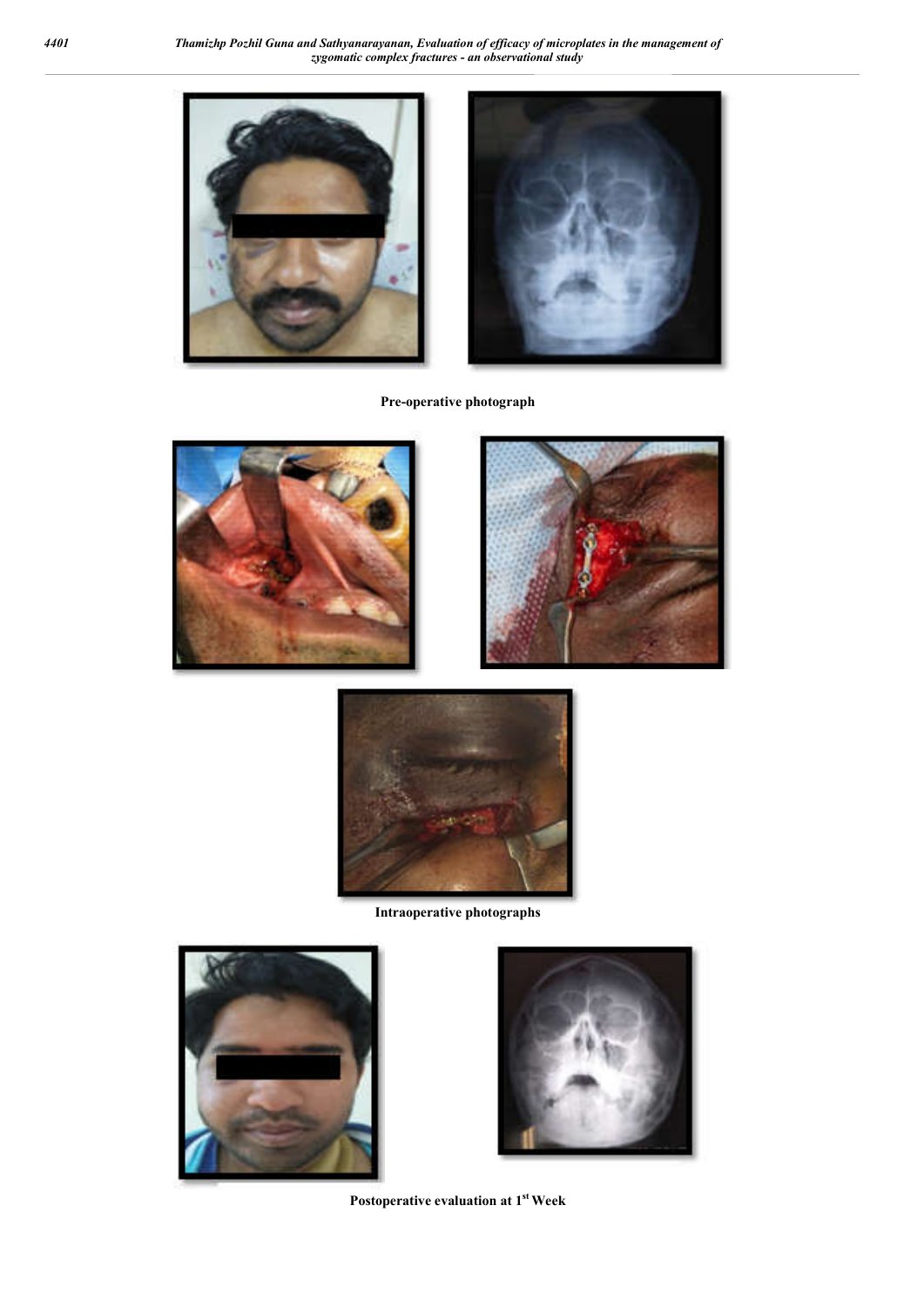Pre-operative photograph

Intraoperative photographs

Postoperative evaluation at 1st Week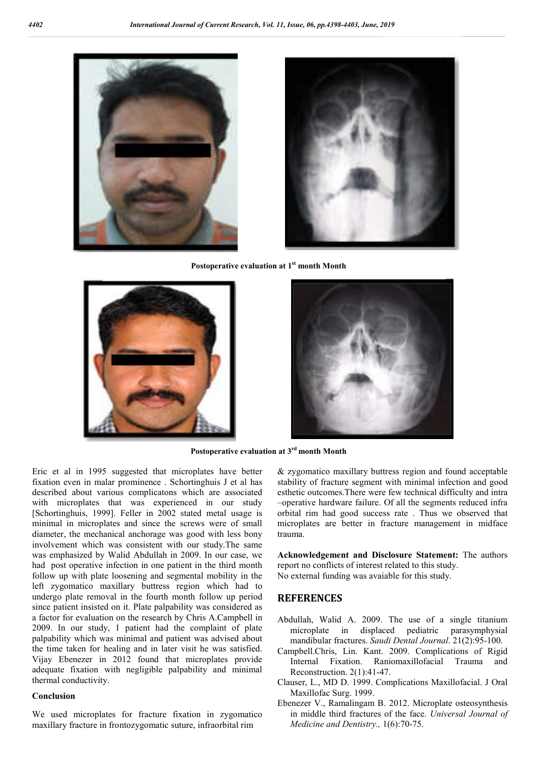Postoperative evaluation at 1st month Month

Postoperative evaluation at 3rd month Month

Eric et al in 1995 suggested that microplates have better fixation even in malar prominence . Schortinghuis J et al has described about various complicatons which are associated with microplates that was experienced in our study [Schortinghuis, 1999]. Feller in 2002 stated metal usage is minimal in microplates and since the screws were of small diameter, the mechanical anchorage was good with less bony involvement which was consistent with our study.The same was emphasized by Walid Abdullah in 2009. In our case, we had post operative infection in one patient in the third month follow up with plate loosening and segmental mobility in the left zygomatico maxillary buttress region which had to undergo plate removal in the fourth month follow up period since patient insisted on it. Plate palpability was considered as a factor for evaluation on the research by Chris A.Campbell in 2009. In our study, 1 patient had the complaint of plate palpability which was minimal and patient was advised about the time taken for healing and in later visit he was satisfied. Vijay Ebenezer in 2012 found that microplates provide adequate fixation with negligible palpability and minimal thermal conductivity.

## Conclusion

We used microplates for fracture fixation in zygomatico maxillary fracture in frontozygomatic suture, infraorbital rim & zygomatico maxillary buttress region and found acceptable stability of fracture segment with minimal infection and good esthetic outcomes.There were few technical difficulty and intra –operative hardware failure. Of all the segments reduced infra orbital rim had good success rate . Thus we observed that microplates are better in fracture management in midface trauma.

**Acknowledgement and Disclosure Statement:** The authors report no conflicts of interest related to this study.
No external funding was avaiable for this study.

## REFERENCES

Abdullah, Walid A. 2009. The use of a single titanium microplate in displaced pediatric parasymphysial mandibular fractures. *Saudi Dental Journal*. 21(2):95-100.

Campbell.Chris, Lin. Kant. 2009. Complications of Rigid Internal Fixation. Raniomaxillofacial Trauma and Reconstruction. 2(1):41-47.

Clauser, L., MD D. 1999. Complications Maxillofacial. J Oral Maxillofac Surg. 1999.

Ebenezer V., Ramalingam B. 2012. Microplate osteosynthesis in middle third fractures of the face. *Universal Journal of Medicine and Dentistry.,* 1(6):70-75.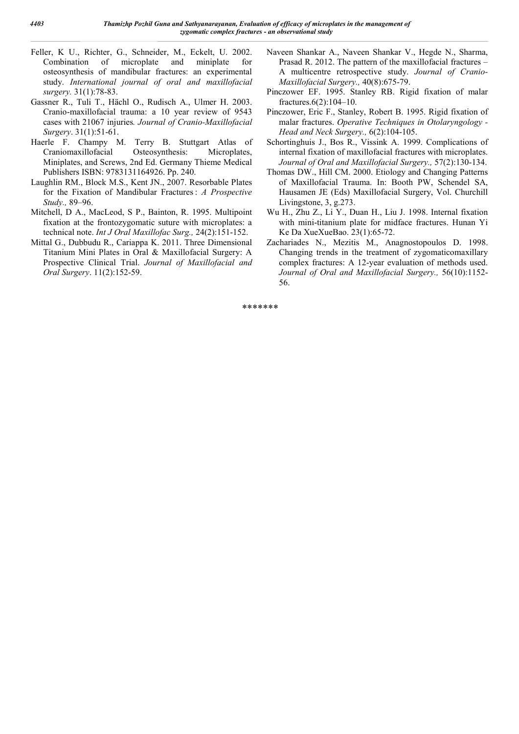Feller, K U., Richter, G., Schneider, M., Eckelt, U. 2002. Combination of microplate and miniplate for osteosynthesis of mandibular fractures: an experimental study. *International journal of oral and maxillofacial surgery.* 31(1):78-83.

Gassner R., Tuli T., Hächl O., Rudisch A., Ulmer H. 2003. Cranio-maxillofacial trauma: a 10 year review of 9543 cases with 21067 injuries*.* *Journal of Cranio-Maxillofacial Surgery*. 31(1):51-61.

Haerle F. Champy M. Terry B. Stuttgart Atlas of Craniomaxillofacial Osteosynthesis: Microplates, Miniplates, and Screws, 2nd Ed. Germany Thieme Medical Publishers ISBN: 9783131164926. Pp. 240.

Laughlin RM., Block M.S., Kent JN., 2007. Resorbable Plates for the Fixation of Mandibular Fractures : *A Prospective Study.,* 89–96.

Mitchell, D A., MacLeod, S P., Bainton, R. 1995. Multipoint fixation at the frontozygomatic suture with microplates: a technical note. *Int J Oral Maxillofac Surg.,* 24(2):151-152.

Mittal G., Dubbudu R., Cariappa K. 2011. Three Dimensional Titanium Mini Plates in Oral & Maxillofacial Surgery: A Prospective Clinical Trial. *Journal of Maxillofacial and Oral Surgery*. 11(2):152-59.

Naveen Shankar A., Naveen Shankar V., Hegde N., Sharma, Prasad R. 2012. The pattern of the maxillofacial fractures – A multicentre retrospective study. *Journal of Cranio-Maxillofacial Surgery.,* 40(8):675-79.

Pinczower EF. 1995. Stanley RB. Rigid fixation of malar fractures.6(2):104–10.

Pinczower, Eric F., Stanley, Robert B. 1995. Rigid fixation of malar fractures. *Operative Techniques in Otolaryngology - Head and Neck Surgery.,* 6(2):104-105.

Schortinghuis J., Bos R., Vissink A. 1999. Complications of internal fixation of maxillofacial fractures with microplates. *Journal of Oral and Maxillofacial Surgery.,* 57(2):130-134.

Thomas DW., Hill CM. 2000. Etiology and Changing Patterns of Maxillofacial Trauma. In: Booth PW, Schendel SA, Hausamen JE (Eds) Maxillofacial Surgery, Vol. Churchill Livingstone, 3, g.273.

Wu H., Zhu Z., Li Y., Duan H., Liu J. 1998. Internal fixation with mini-titanium plate for midface fractures. Hunan Yi Ke Da XueXueBao. 23(1):65-72.

Zachariades N., Mezitis M., Anagnostopoulos D. 1998. Changing trends in the treatment of zygomaticomaxillary complex fractures: A 12-year evaluation of methods used. *Journal of Oral and Maxillofacial Surgery.,* 56(10):1152-56.

\*\*\*\*\*\*\*